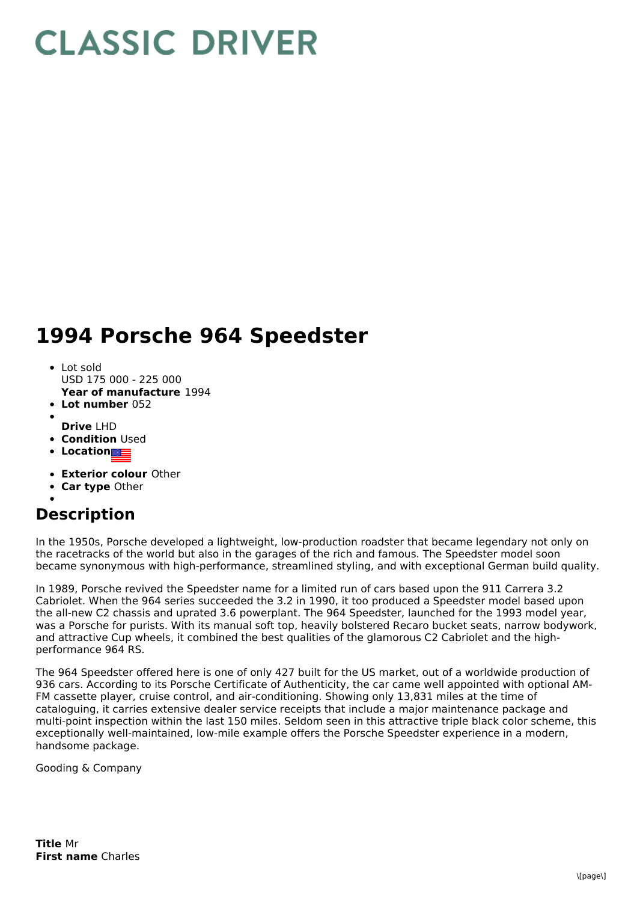# CLASSIC DRIVER

# 1994 Porsche 964 Speedster

- Lot sold
  USD 175 000 - 225 000
  **Year of manufacture** 1994
- **Lot number** 052
- 
  **Drive** LHD
- **Condition** Used
- **Location**
- **Exterior colour** Other
- **Car type** Other
- 

## Description

In the 1950s, Porsche developed a lightweight, low-production roadster that became legendary not only on the racetracks of the world but also in the garages of the rich and famous. The Speedster model soon became synonymous with high-performance, streamlined styling, and with exceptional German build quality.

In 1989, Porsche revived the Speedster name for a limited run of cars based upon the 911 Carrera 3.2 Cabriolet. When the 964 series succeeded the 3.2 in 1990, it too produced a Speedster model based upon the all-new C2 chassis and uprated 3.6 powerplant. The 964 Speedster, launched for the 1993 model year, was a Porsche for purists. With its manual soft top, heavily bolstered Recaro bucket seats, narrow bodywork, and attractive Cup wheels, it combined the best qualities of the glamorous C2 Cabriolet and the high-performance 964 RS.

The 964 Speedster offered here is one of only 427 built for the US market, out of a worldwide production of 936 cars. According to its Porsche Certificate of Authenticity, the car came well appointed with optional AM-FM cassette player, cruise control, and air-conditioning. Showing only 13,831 miles at the time of cataloguing, it carries extensive dealer service receipts that include a major maintenance package and multi-point inspection within the last 150 miles. Seldom seen in this attractive triple black color scheme, this exceptionally well-maintained, low-mile example offers the Porsche Speedster experience in a modern, handsome package.

Gooding & Company

**Title** Mr
**First name** Charles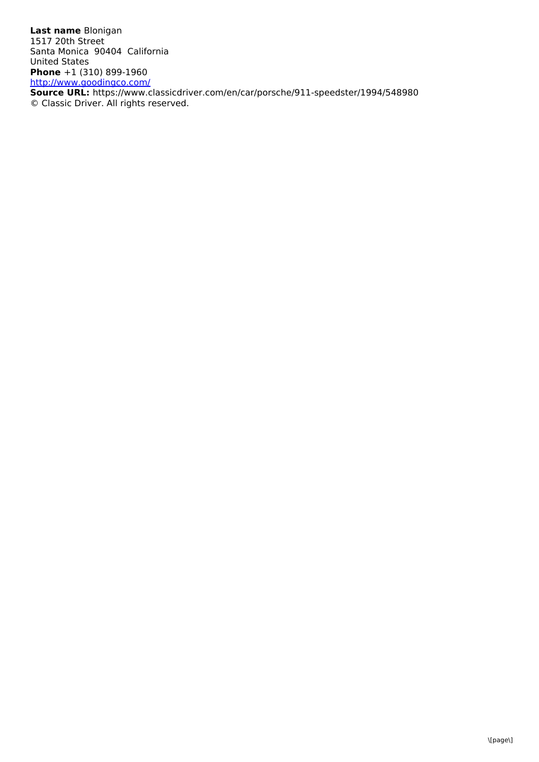**Last name** Blonigan
1517 20th Street
Santa Monica  90404  California
United States
**Phone** +1 (310) 899-1960
http://www.goodingco.com/
**Source URL:** https://www.classicdriver.com/en/car/porsche/911-speedster/1994/548980
© Classic Driver. All rights reserved.